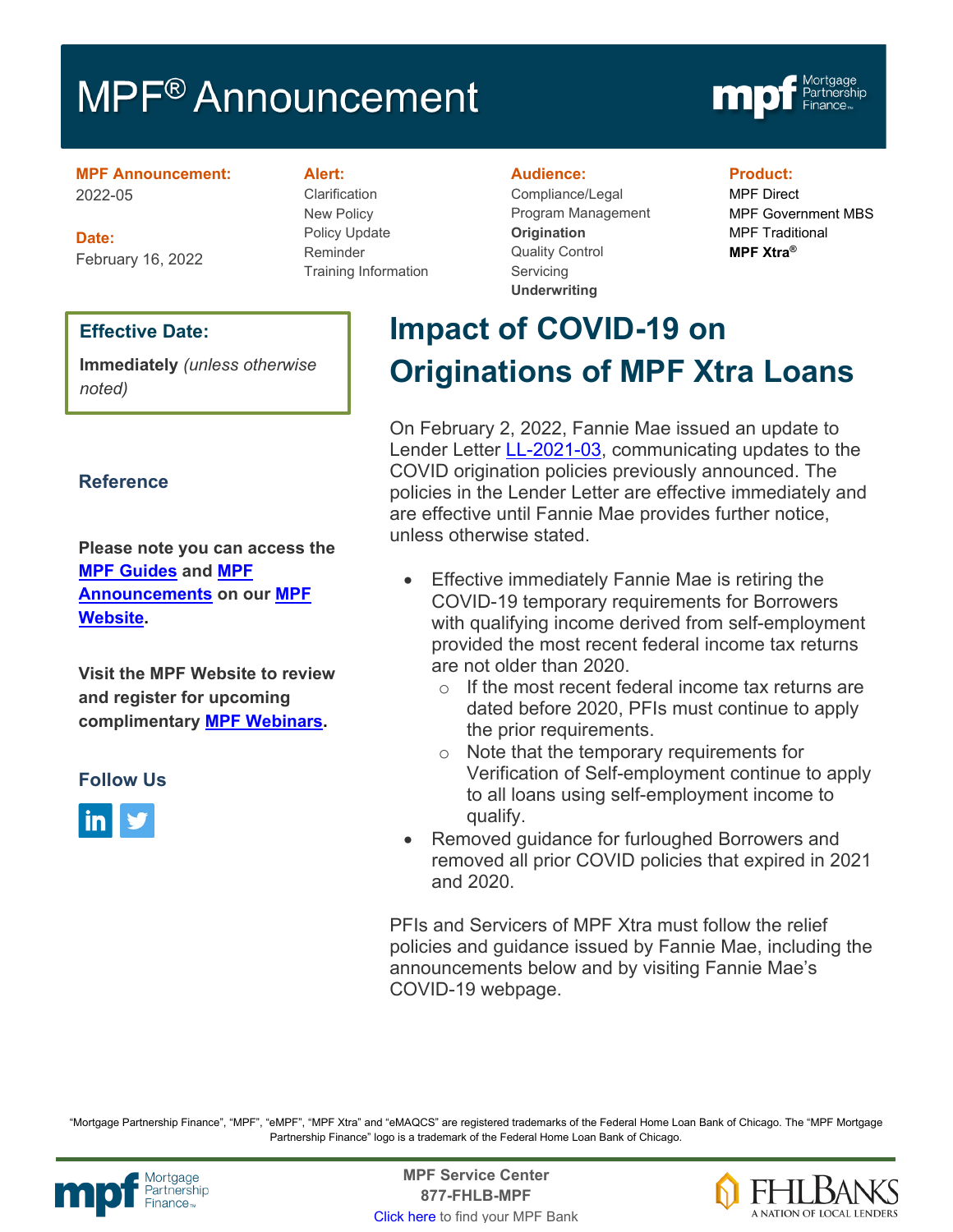# MPF® Announcement

**MPF Announcement:**
2022-05

**Date:**
February 16, 2022

**Alert:**
Clarification
New Policy
Policy Update
Reminder
Training Information

**Audience:**
Compliance/Legal
Program Management
**Origination**
Quality Control
Servicing
**Underwriting**

**Product:**
MPF Direct
MPF Government MBS
MPF Traditional
**MPF Xtra®**

**Effective Date:**

**Immediately** *(unless otherwise noted)*

### Reference

**Please note you can access the [MPF Guides]() and [MPF Announcements]() on our [MPF Website]().**

**Visit the MPF Website to review and register for upcoming complimentary [MPF Webinars]().**

### Follow Us

## Impact of COVID-19 on Originations of MPF Xtra Loans

On February 2, 2022, Fannie Mae issued an update to Lender Letter [LL-2021-03](), communicating updates to the COVID origination policies previously announced. The policies in the Lender Letter are effective immediately and are effective until Fannie Mae provides further notice, unless otherwise stated.

- Effective immediately Fannie Mae is retiring the COVID-19 temporary requirements for Borrowers with qualifying income derived from self-employment provided the most recent federal income tax returns are not older than 2020.
  - If the most recent federal income tax returns are dated before 2020, PFIs must continue to apply the prior requirements.
  - Note that the temporary requirements for Verification of Self-employment continue to apply to all loans using self-employment income to qualify.
- Removed guidance for furloughed Borrowers and removed all prior COVID policies that expired in 2021 and 2020.

PFIs and Servicers of MPF Xtra must follow the relief policies and guidance issued by Fannie Mae, including the announcements below and by visiting Fannie Mae's COVID-19 webpage.

"Mortgage Partnership Finance", "MPF", "eMPF", "MPF Xtra" and "eMAQCS" are registered trademarks of the Federal Home Loan Bank of Chicago. The "MPF Mortgage Partnership Finance" logo is a trademark of the Federal Home Loan Bank of Chicago.

**MPF Service Center**
**877-FHLB-MPF**
[Click here]() to find your MPF Bank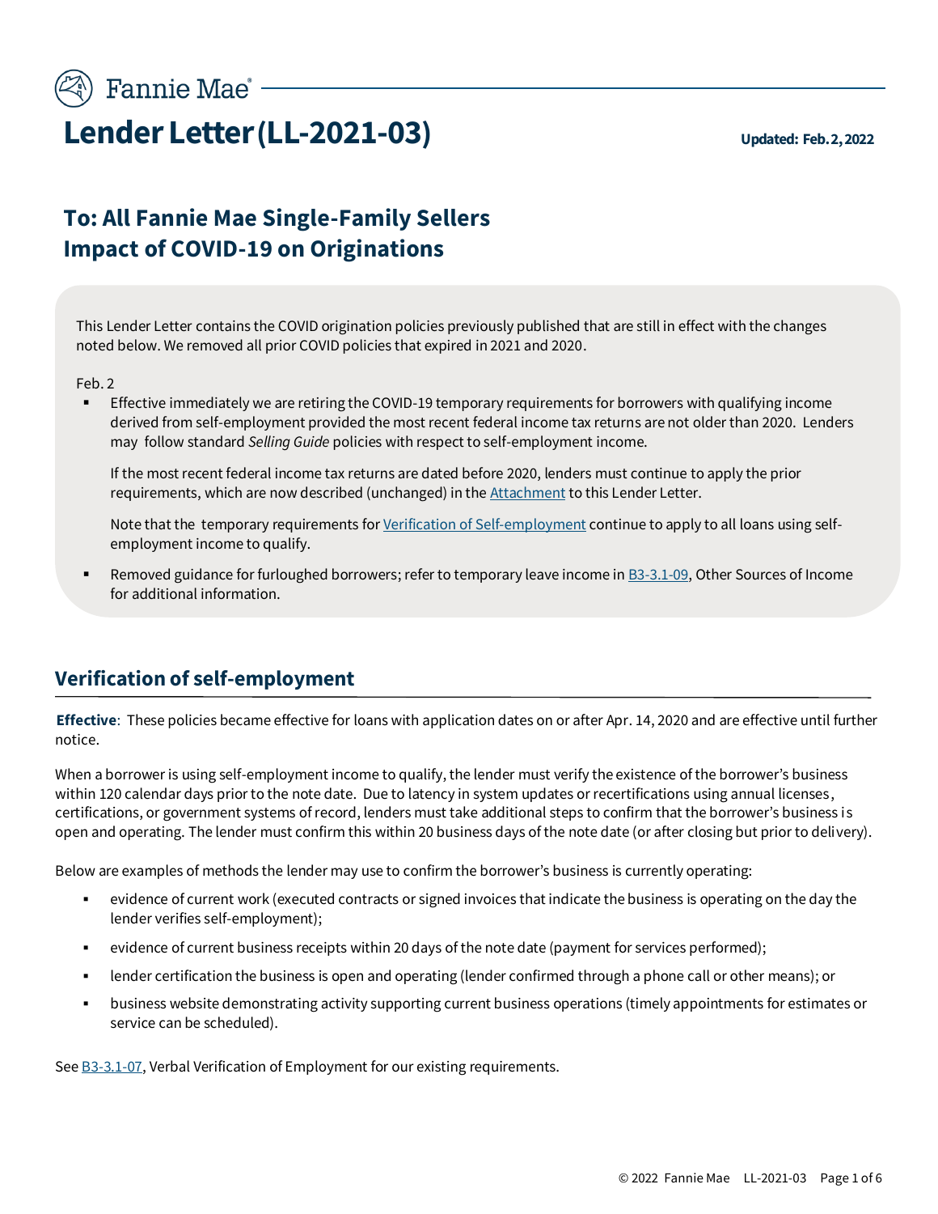# Lender Letter (LL-2021-03)

**Updated: Feb. 2, 2022**

## To: All Fannie Mae Single-Family Sellers
## Impact of COVID-19 on Originations

This Lender Letter contains the COVID origination policies previously published that are still in effect with the changes noted below. We removed all prior COVID policies that expired in 2021 and 2020.

Feb. 2

- Effective immediately we are retiring the COVID-19 temporary requirements for borrowers with qualifying income derived from self-employment provided the most recent federal income tax returns are not older than 2020. Lenders may follow standard *Selling Guide* policies with respect to self-employment income.

  If the most recent federal income tax returns are dated before 2020, lenders must continue to apply the prior requirements, which are now described (unchanged) in the Attachment to this Lender Letter.

  Note that the temporary requirements for Verification of Self-employment continue to apply to all loans using self-employment income to qualify.

- Removed guidance for furloughed borrowers; refer to temporary leave income in B3-3.1-09, Other Sources of Income for additional information.

## Verification of self-employment

**Effective**: These policies became effective for loans with application dates on or after Apr. 14, 2020 and are effective until further notice.

When a borrower is using self-employment income to qualify, the lender must verify the existence of the borrower's business within 120 calendar days prior to the note date. Due to latency in system updates or recertifications using annual licenses, certifications, or government systems of record, lenders must take additional steps to confirm that the borrower's business is open and operating. The lender must confirm this within 20 business days of the note date (or after closing but prior to delivery).

Below are examples of methods the lender may use to confirm the borrower's business is currently operating:

- evidence of current work (executed contracts or signed invoices that indicate the business is operating on the day the lender verifies self-employment);
- evidence of current business receipts within 20 days of the note date (payment for services performed);
- lender certification the business is open and operating (lender confirmed through a phone call or other means); or
- business website demonstrating activity supporting current business operations (timely appointments for estimates or service can be scheduled).

See B3-3.1-07, Verbal Verification of Employment for our existing requirements.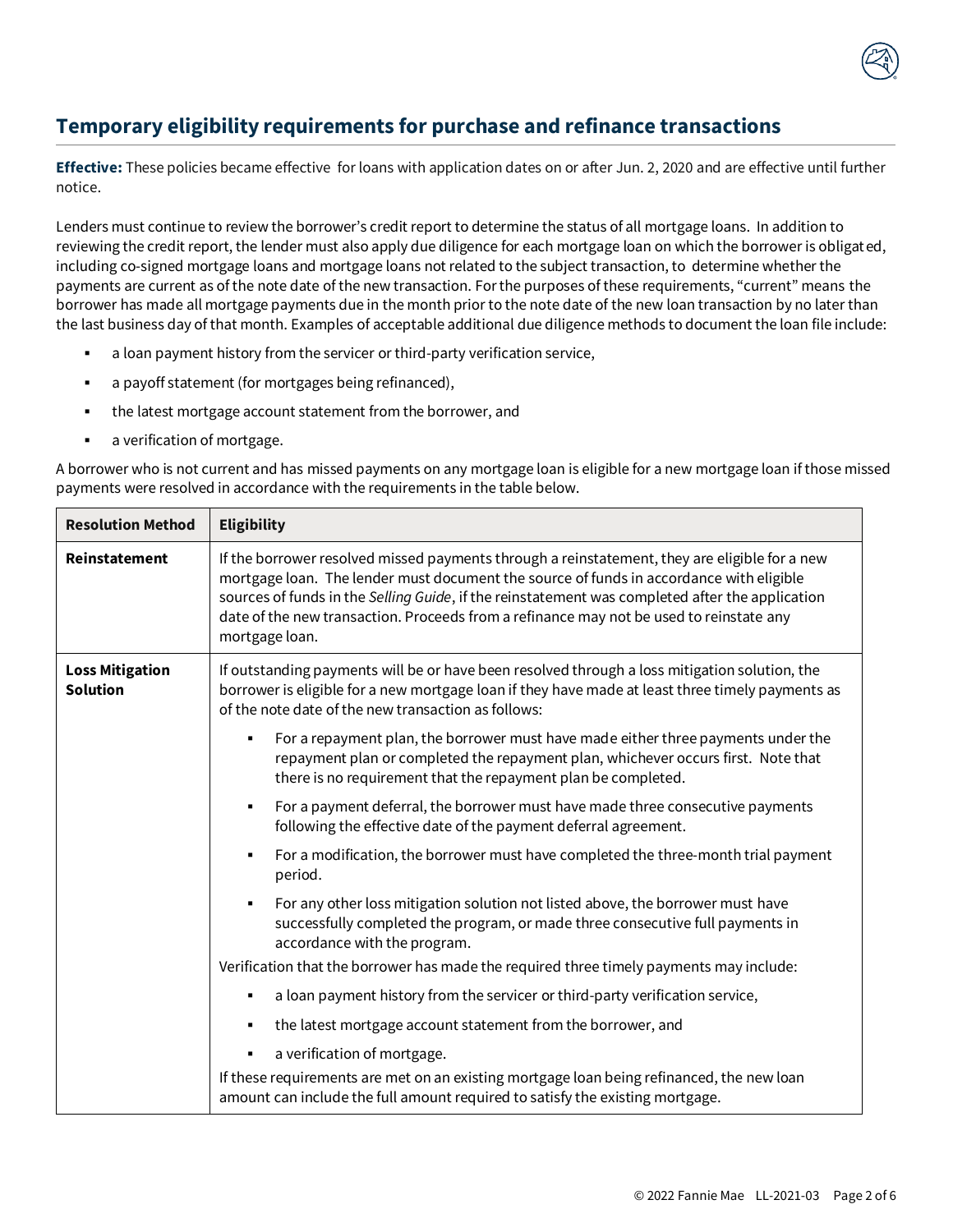## Temporary eligibility requirements for purchase and refinance transactions

**Effective:** These policies became effective for loans with application dates on or after Jun. 2, 2020 and are effective until further notice.

Lenders must continue to review the borrower's credit report to determine the status of all mortgage loans. In addition to reviewing the credit report, the lender must also apply due diligence for each mortgage loan on which the borrower is obligated, including co-signed mortgage loans and mortgage loans not related to the subject transaction, to determine whether the payments are current as of the note date of the new transaction. For the purposes of these requirements, "current" means the borrower has made all mortgage payments due in the month prior to the note date of the new loan transaction by no later than the last business day of that month. Examples of acceptable additional due diligence methods to document the loan file include:

- a loan payment history from the servicer or third-party verification service,
- a payoff statement (for mortgages being refinanced),
- the latest mortgage account statement from the borrower, and
- a verification of mortgage.

A borrower who is not current and has missed payments on any mortgage loan is eligible for a new mortgage loan if those missed payments were resolved in accordance with the requirements in the table below.

| Resolution Method | Eligibility |
|---|---|
| **Reinstatement** | If the borrower resolved missed payments through a reinstatement, they are eligible for a new mortgage loan. The lender must document the source of funds in accordance with eligible sources of funds in the *Selling Guide*, if the reinstatement was completed after the application date of the new transaction. Proceeds from a refinance may not be used to reinstate any mortgage loan. |
| **Loss Mitigation Solution** | If outstanding payments will be or have been resolved through a loss mitigation solution, the borrower is eligible for a new mortgage loan if they have made at least three timely payments as of the note date of the new transaction as follows:<br>▪ For a repayment plan, the borrower must have made either three payments under the repayment plan or completed the repayment plan, whichever occurs first. Note that there is no requirement that the repayment plan be completed.<br>▪ For a payment deferral, the borrower must have made three consecutive payments following the effective date of the payment deferral agreement.<br>▪ For a modification, the borrower must have completed the three-month trial payment period.<br>▪ For any other loss mitigation solution not listed above, the borrower must have successfully completed the program, or made three consecutive full payments in accordance with the program.<br>Verification that the borrower has made the required three timely payments may include:<br>▪ a loan payment history from the servicer or third-party verification service,<br>▪ the latest mortgage account statement from the borrower, and<br>▪ a verification of mortgage.<br>If these requirements are met on an existing mortgage loan being refinanced, the new loan amount can include the full amount required to satisfy the existing mortgage. |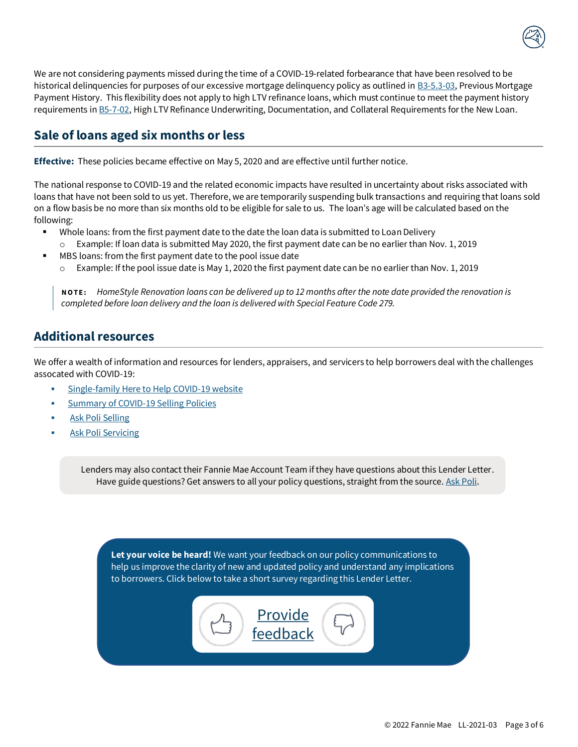We are not considering payments missed during the time of a COVID-19-related forbearance that have been resolved to be historical delinquencies for purposes of our excessive mortgage delinquency policy as outlined in B3-5.3-03, Previous Mortgage Payment History. This flexibility does not apply to high LTV refinance loans, which must continue to meet the payment history requirements in B5-7-02, High LTV Refinance Underwriting, Documentation, and Collateral Requirements for the New Loan.

## Sale of loans aged six months or less

**Effective:** These policies became effective on May 5, 2020 and are effective until further notice.

The national response to COVID-19 and the related economic impacts have resulted in uncertainty about risks associated with loans that have not been sold to us yet. Therefore, we are temporarily suspending bulk transactions and requiring that loans sold on a flow basis be no more than six months old to be eligible for sale to us. The loan's age will be calculated based on the following:

- Whole loans: from the first payment date to the date the loan data is submitted to Loan Delivery
  - Example: If loan data is submitted May 2020, the first payment date can be no earlier than Nov. 1, 2019
- MBS loans: from the first payment date to the pool issue date
  - Example: If the pool issue date is May 1, 2020 the first payment date can be no earlier than Nov. 1, 2019

> **NOTE:** *HomeStyle Renovation loans can be delivered up to 12 months after the note date provided the renovation is completed before loan delivery and the loan is delivered with Special Feature Code 279.*

## Additional resources

We offer a wealth of information and resources for lenders, appraisers, and servicers to help borrowers deal with the challenges assocated with COVID-19:

- Single-family Here to Help COVID-19 website
- Summary of COVID-19 Selling Policies
- Ask Poli Selling
- Ask Poli Servicing

Lenders may also contact their Fannie Mae Account Team if they have questions about this Lender Letter. Have guide questions? Get answers to all your policy questions, straight from the source. Ask Poli.

**Let your voice be heard!** We want your feedback on our policy communications to help us improve the clarity of new and updated policy and understand any implications to borrowers. Click below to take a short survey regarding this Lender Letter.

Provide feedback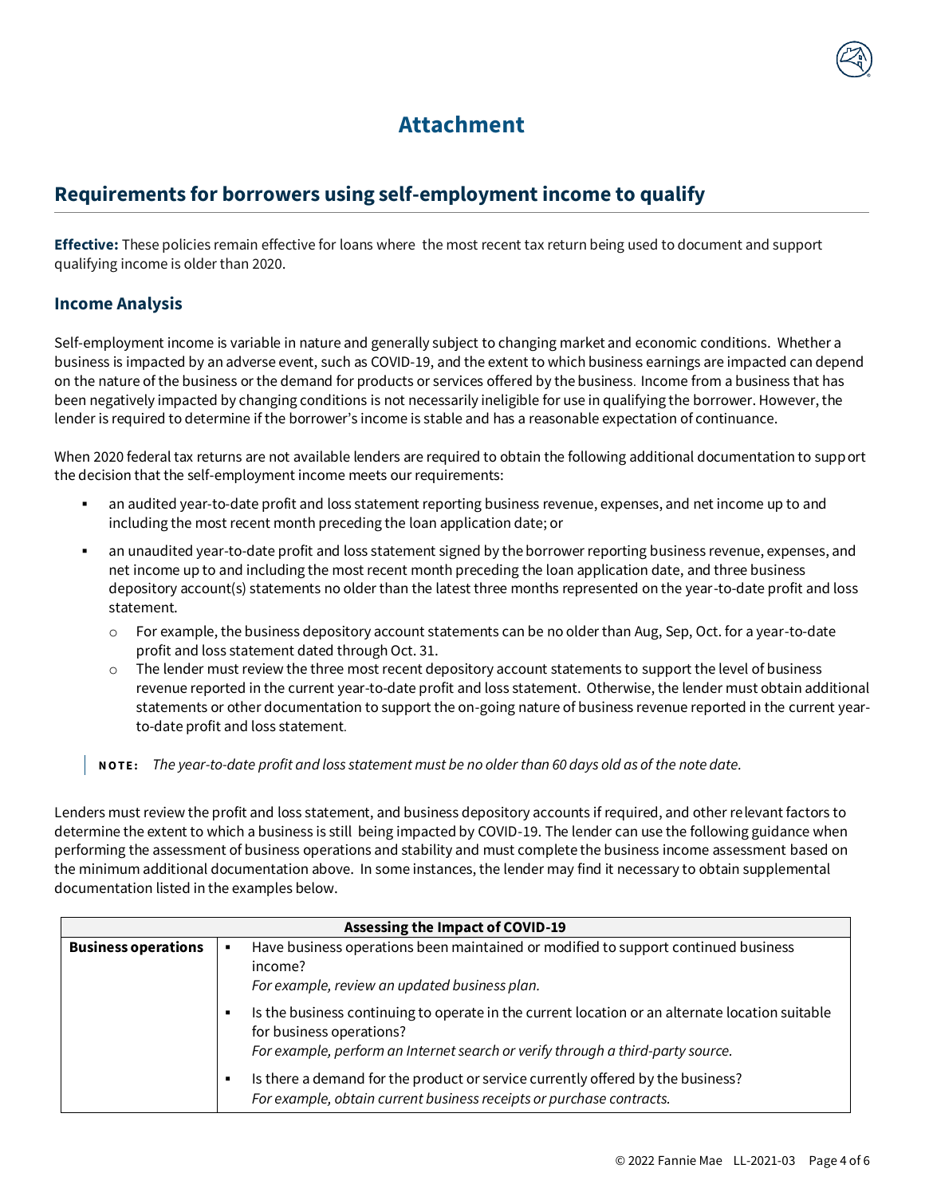# Attachment

## Requirements for borrowers using self-employment income to qualify

**Effective:** These policies remain effective for loans where the most recent tax return being used to document and support qualifying income is older than 2020.

### Income Analysis

Self-employment income is variable in nature and generally subject to changing market and economic conditions. Whether a business is impacted by an adverse event, such as COVID-19, and the extent to which business earnings are impacted can depend on the nature of the business or the demand for products or services offered by the business. Income from a business that has been negatively impacted by changing conditions is not necessarily ineligible for use in qualifying the borrower. However, the lender is required to determine if the borrower's income is stable and has a reasonable expectation of continuance.

When 2020 federal tax returns are not available lenders are required to obtain the following additional documentation to support the decision that the self-employment income meets our requirements:

- an audited year-to-date profit and loss statement reporting business revenue, expenses, and net income up to and including the most recent month preceding the loan application date; or
- an unaudited year-to-date profit and loss statement signed by the borrower reporting business revenue, expenses, and net income up to and including the most recent month preceding the loan application date, and three business depository account(s) statements no older than the latest three months represented on the year-to-date profit and loss statement.
  - For example, the business depository account statements can be no older than Aug, Sep, Oct. for a year-to-date profit and loss statement dated through Oct. 31.
  - The lender must review the three most recent depository account statements to support the level of business revenue reported in the current year-to-date profit and loss statement. Otherwise, the lender must obtain additional statements or other documentation to support the on-going nature of business revenue reported in the current year-to-date profit and loss statement.

> **NOTE:** *The year-to-date profit and loss statement must be no older than 60 days old as of the note date.*

Lenders must review the profit and loss statement, and business depository accounts if required, and other relevant factors to determine the extent to which a business is still being impacted by COVID-19. The lender can use the following guidance when performing the assessment of business operations and stability and must complete the business income assessment based on the minimum additional documentation above. In some instances, the lender may find it necessary to obtain supplemental documentation listed in the examples below.

| Assessing the Impact of COVID-19 | |
|---|---|
| **Business operations** | ▪ Have business operations been maintained or modified to support continued business income? *For example, review an updated business plan.* |
| | ▪ Is the business continuing to operate in the current location or an alternate location suitable for business operations? *For example, perform an Internet search or verify through a third-party source.* |
| | ▪ Is there a demand for the product or service currently offered by the business? *For example, obtain current business receipts or purchase contracts.* |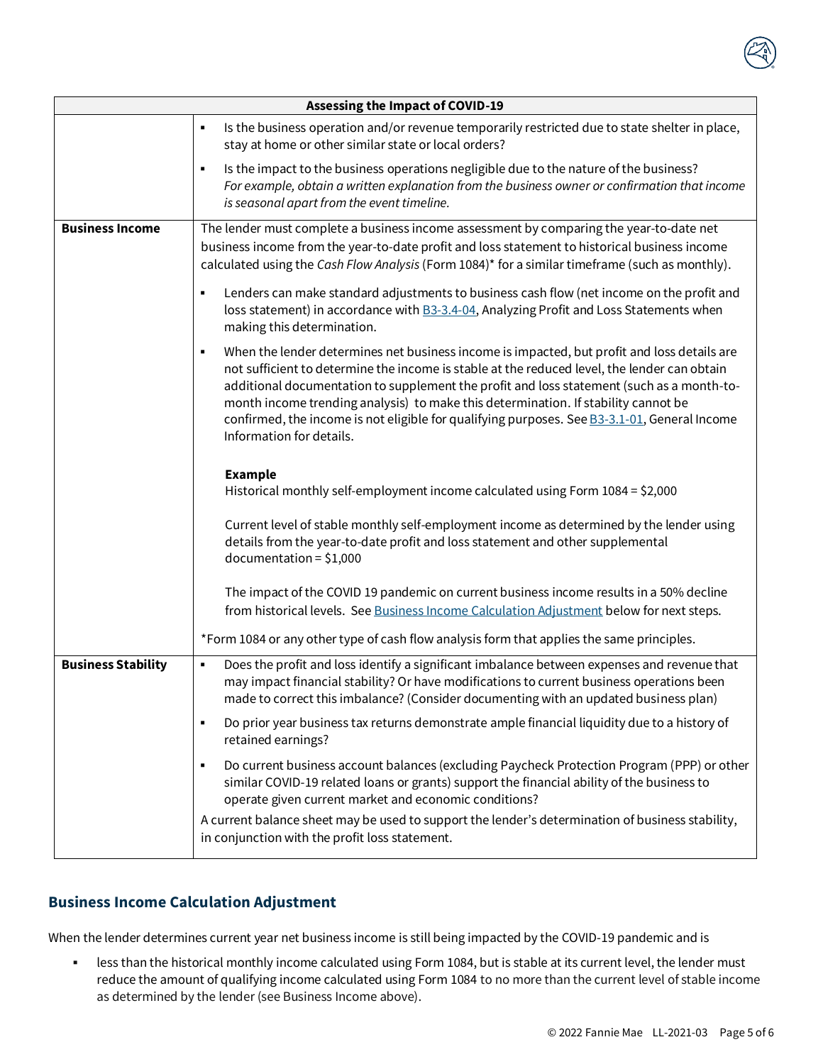| Assessing the Impact of COVID-19 | |
|---|---|
| | ▪ Is the business operation and/or revenue temporarily restricted due to state shelter in place, stay at home or other similar state or local orders?<br><br>▪ Is the impact to the business operations negligible due to the nature of the business? *For example, obtain a written explanation from the business owner or confirmation that income is seasonal apart from the event timeline.* |
| **Business Income** | The lender must complete a business income assessment by comparing the year-to-date net business income from the year-to-date profit and loss statement to historical business income calculated using the *Cash Flow Analysis* (Form 1084)* for a similar timeframe (such as monthly).<br><br>▪ Lenders can make standard adjustments to business cash flow (net income on the profit and loss statement) in accordance with B3-3.4-04, Analyzing Profit and Loss Statements when making this determination.<br><br>▪ When the lender determines net business income is impacted, but profit and loss details are not sufficient to determine the income is stable at the reduced level, the lender can obtain additional documentation to supplement the profit and loss statement (such as a month-to-month income trending analysis) to make this determination. If stability cannot be confirmed, the income is not eligible for qualifying purposes. See B3-3.1-01, General Income Information for details.<br><br>**Example**<br>Historical monthly self-employment income calculated using Form 1084 = $2,000<br><br>Current level of stable monthly self-employment income as determined by the lender using details from the year-to-date profit and loss statement and other supplemental documentation = $1,000<br><br>The impact of the COVID 19 pandemic on current business income results in a 50% decline from historical levels. See Business Income Calculation Adjustment below for next steps.<br><br>*Form 1084 or any other type of cash flow analysis form that applies the same principles. |
| **Business Stability** | ▪ Does the profit and loss identify a significant imbalance between expenses and revenue that may impact financial stability? Or have modifications to current business operations been made to correct this imbalance? (Consider documenting with an updated business plan)<br><br>▪ Do prior year business tax returns demonstrate ample financial liquidity due to a history of retained earnings?<br><br>▪ Do current business account balances (excluding Paycheck Protection Program (PPP) or other similar COVID-19 related loans or grants) support the financial ability of the business to operate given current market and economic conditions?<br><br>A current balance sheet may be used to support the lender's determination of business stability, in conjunction with the profit loss statement. |

## Business Income Calculation Adjustment

When the lender determines current year net business income is still being impacted by the COVID-19 pandemic and is

- less than the historical monthly income calculated using Form 1084, but is stable at its current level, the lender must reduce the amount of qualifying income calculated using Form 1084 to no more than the current level of stable income as determined by the lender (see Business Income above).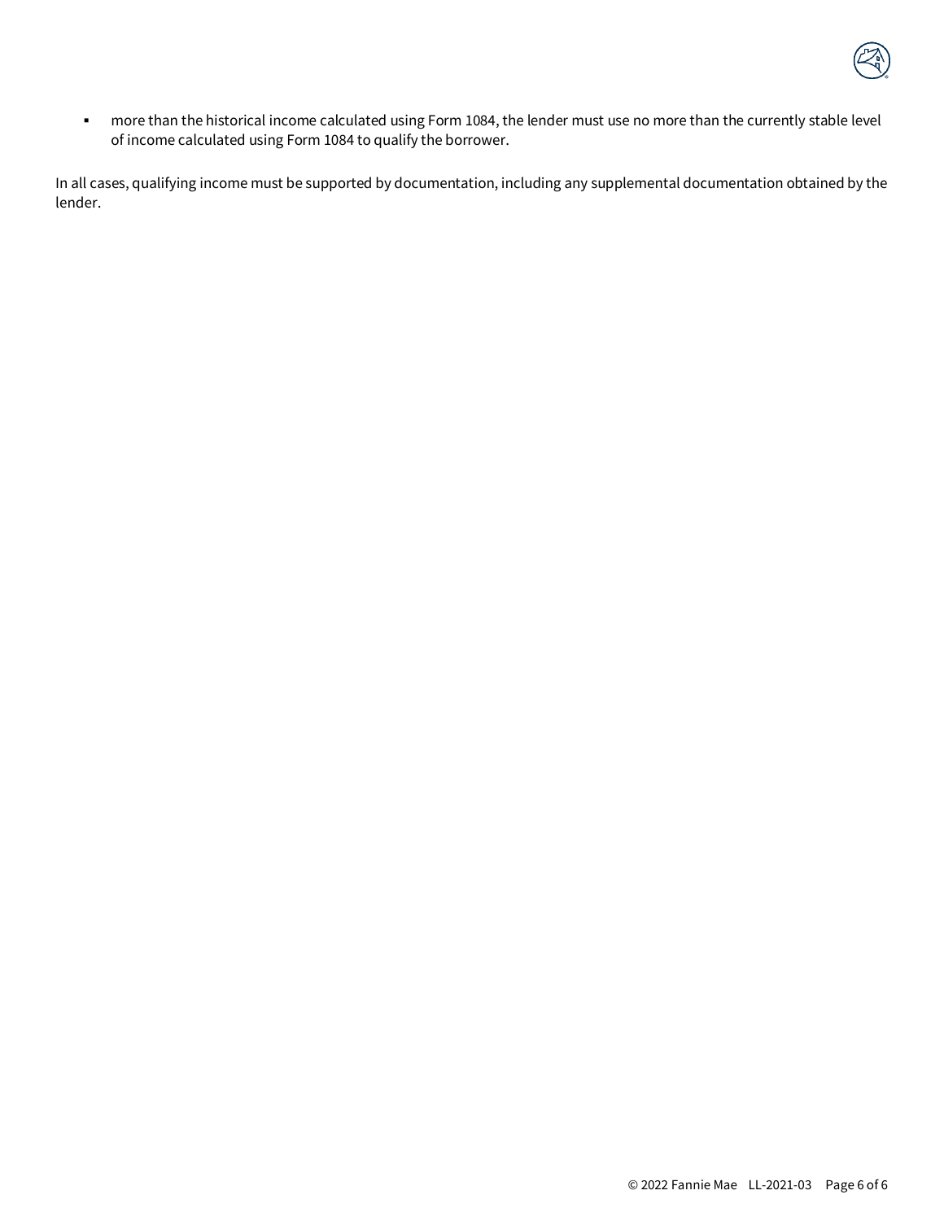- more than the historical income calculated using Form 1084, the lender must use no more than the currently stable level of income calculated using Form 1084 to qualify the borrower.

In all cases, qualifying income must be supported by documentation, including any supplemental documentation obtained by the lender.